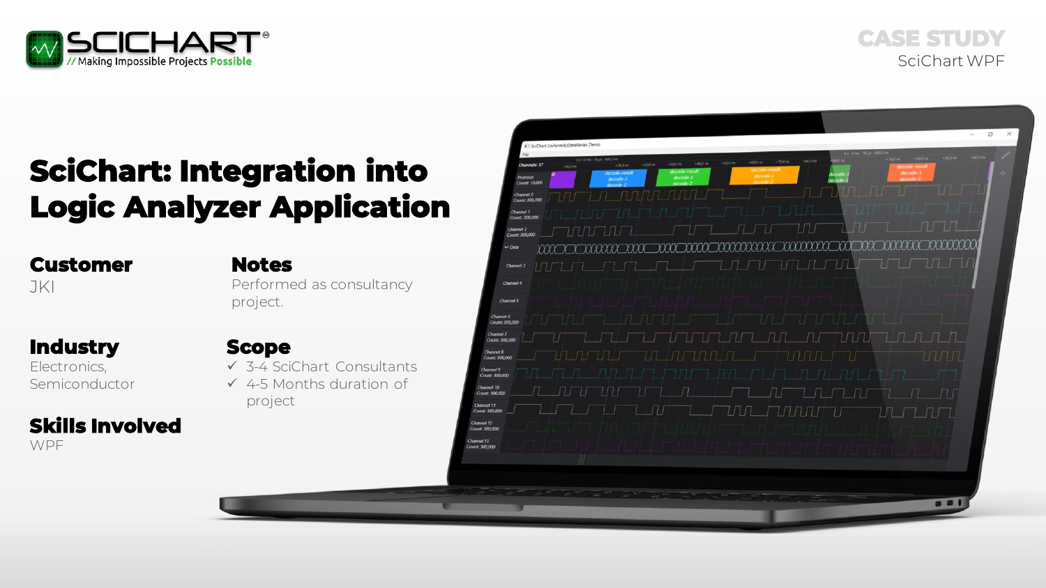SCICHART®
// Making Impossible Projects Possible

CASE STUDY
SciChart WPF

# SciChart: Integration into Logic Analyzer Application

## Customer
JKI

## Notes
Performed as consultancy project.

## Industry
Electronics, Semiconductor

## Scope
- ✓ 3-4 SciChart Consultants
- ✓ 4-5 Months duration of project

## Skills Involved
WPF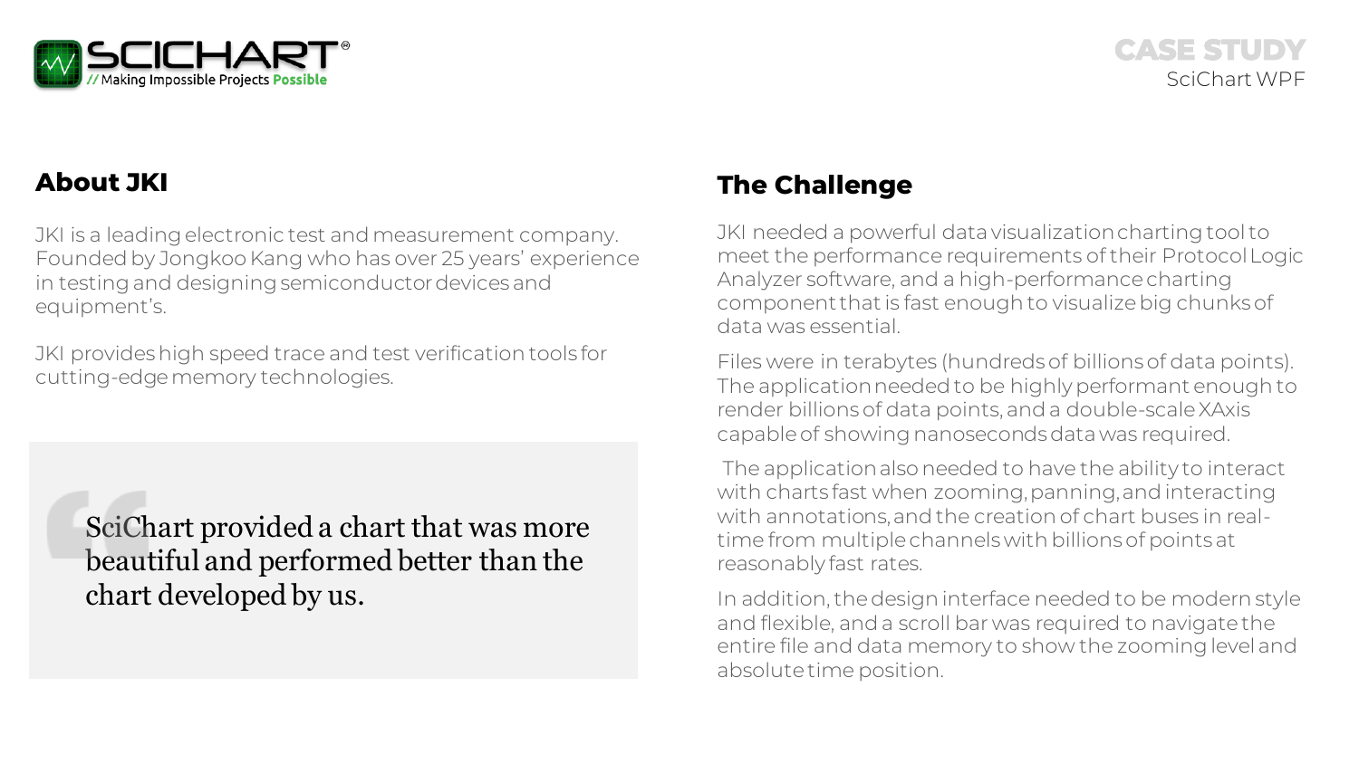CASE STUDY
SciChart WPF

## About JKI

JKI is a leading electronic test and measurement company. Founded by Jongkoo Kang who has over 25 years' experience in testing and designing semiconductor devices and equipment's.

JKI provides high speed trace and test verification tools for cutting-edge memory technologies.

> SciChart provided a chart that was more beautiful and performed better than the chart developed by us.

## The Challenge

JKI needed a powerful data visualization charting tool to meet the performance requirements of their Protocol Logic Analyzer software, and a high-performance charting component that is fast enough to visualize big chunks of data was essential.

Files were in terabytes (hundreds of billions of data points). The application needed to be highly performant enough to render billions of data points, and a double-scale XAxis capable of showing nanoseconds data was required.

The application also needed to have the ability to interact with charts fast when zooming, panning, and interacting with annotations, and the creation of chart buses in real-time from multiple channels with billions of points at reasonably fast rates.

In addition, the design interface needed to be modern style and flexible, and a scroll bar was required to navigate the entire file and data memory to show the zooming level and absolute time position.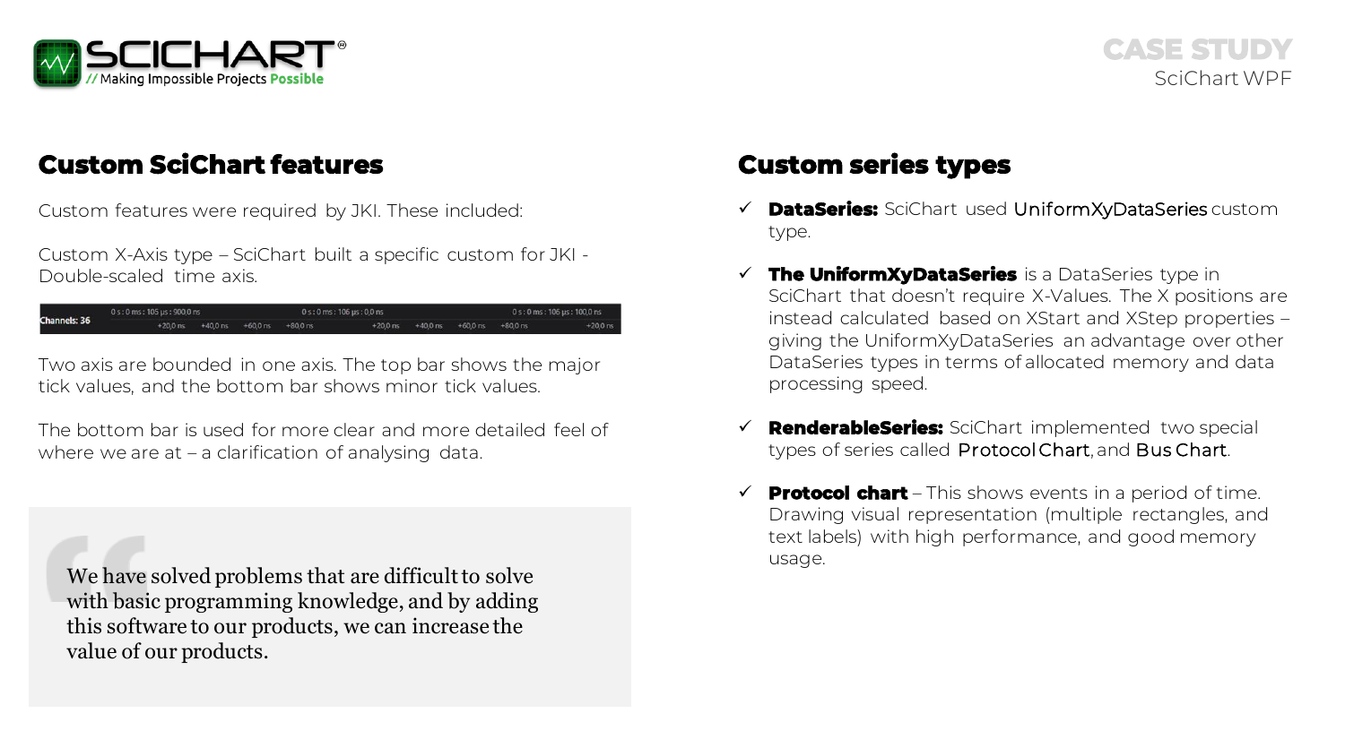## Custom SciChart features

Custom features were required by JKI. These included:

Custom X-Axis type – SciChart built a specific custom for JKI - Double-scaled time axis.

Two axis are bounded in one axis. The top bar shows the major tick values, and the bottom bar shows minor tick values.

The bottom bar is used for more clear and more detailed feel of where we are at – a clarification of analysing data.

> We have solved problems that are difficult to solve with basic programming knowledge, and by adding this software to our products, we can increase the value of our products.

## Custom series types

- ✓ **DataSeries:** SciChart used UniformXyDataSeries custom type.
- ✓ **The UniformXyDataSeries** is a DataSeries type in SciChart that doesn't require X-Values. The X positions are instead calculated based on XStart and XStep properties – giving the UniformXyDataSeries an advantage over other DataSeries types in terms of allocated memory and data processing speed.
- ✓ **RenderableSeries:** SciChart implemented two special types of series called Protocol Chart, and Bus Chart.
- ✓ **Protocol chart** – This shows events in a period of time. Drawing visual representation (multiple rectangles, and text labels) with high performance, and good memory usage.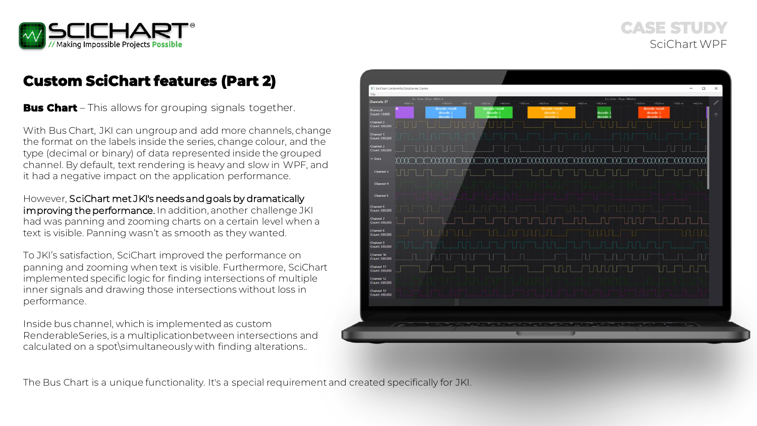# Custom SciChart features (Part 2)

**Bus Chart** – This allows for grouping signals together.

With Bus Chart, JKI can ungroup and add more channels, change the format on the labels inside the series, change colour, and the type (decimal or binary) of data represented inside the grouped channel. By default, text rendering is heavy and slow in WPF, and it had a negative impact on the application performance.

However, SciChart met JKI's needs and goals by dramatically improving the performance. In addition, another challenge JKI had was panning and zooming charts on a certain level when a text is visible. Panning wasn't as smooth as they wanted.

To JKI's satisfaction, SciChart improved the performance on panning and zooming when text is visible. Furthermore, SciChart implemented specific logic for finding intersections of multiple inner signals and drawing those intersections without loss in performance.

Inside bus channel, which is implemented as custom RenderableSeries, is a multiplication between intersections and calculated on a spot\simultaneously with finding alterations..

The Bus Chart is a unique functionality. It's a special requirement and created specifically for JKI.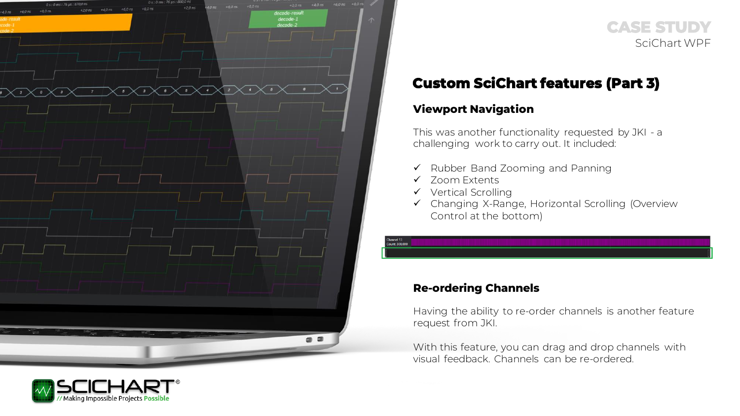CASE STUDY
SciChart WPF

# Custom SciChart features (Part 3)

## Viewport Navigation

This was another functionality requested by JKI - a challenging work to carry out. It included:

- ✓ Rubber Band Zooming and Panning
- ✓ Zoom Extents
- ✓ Vertical Scrolling
- ✓ Changing X-Range, Horizontal Scrolling (Overview Control at the bottom)

## Re-ordering Channels

Having the ability to re-order channels is another feature request from JKI.

With this feature, you can drag and drop channels with visual feedback. Channels can be re-ordered.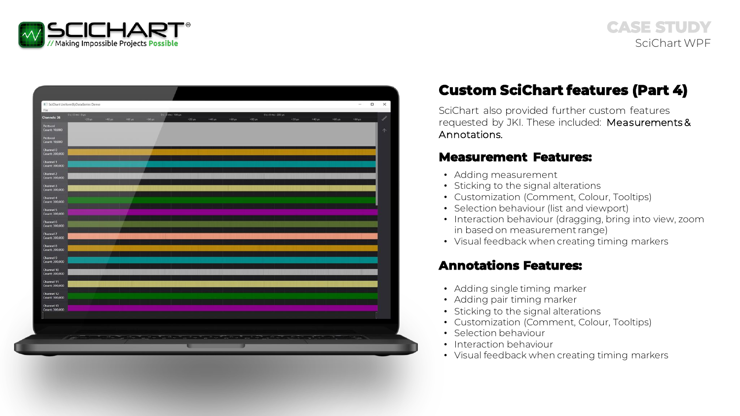# Custom SciChart features (Part 4)

SciChart also provided further custom features requested by JKI. These included: Measurements & Annotations.

## Measurement Features:

- Adding measurement
- Sticking to the signal alterations
- Customization (Comment, Colour, Tooltips)
- Selection behaviour (list and viewport)
- Interaction behaviour (dragging, bring into view, zoom in based on measurement range)
- Visual feedback when creating timing markers

## Annotations Features:

- Adding single timing marker
- Adding pair timing marker
- Sticking to the signal alterations
- Customization (Comment, Colour, Tooltips)
- Selection behaviour
- Interaction behaviour
- Visual feedback when creating timing markers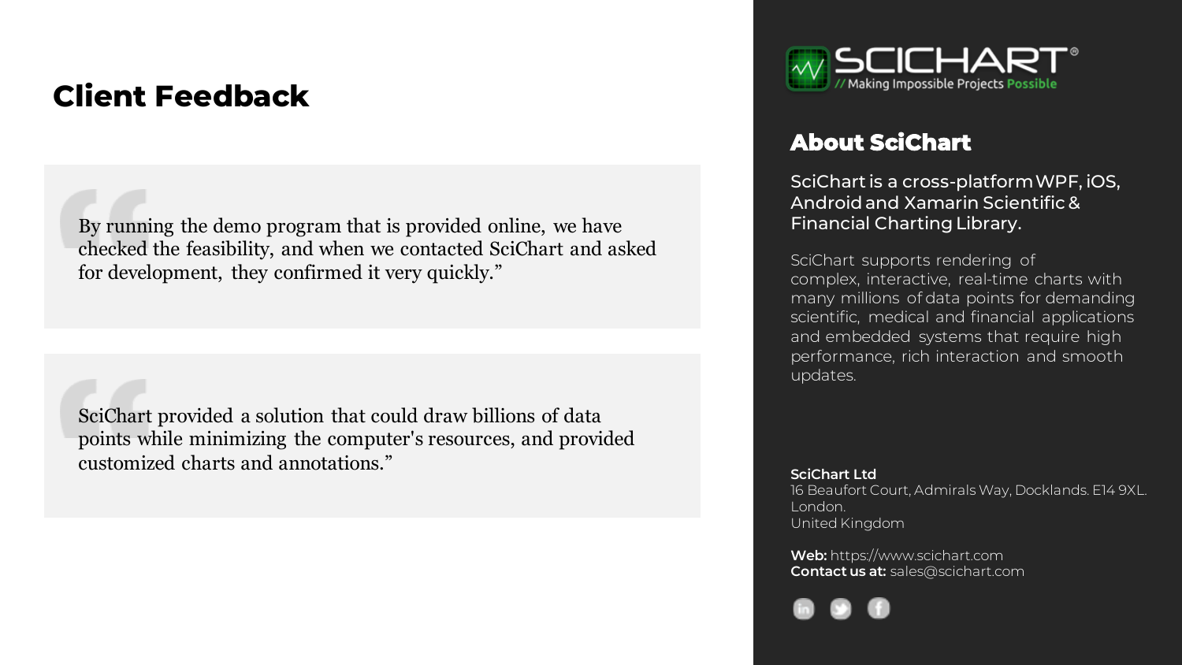## Client Feedback

> By running the demo program that is provided online, we have checked the feasibility, and when we contacted SciChart and asked for development, they confirmed it very quickly."

> SciChart provided a solution that could draw billions of data points while minimizing the computer's resources, and provided customized charts and annotations."

SCICHART®
// Making Impossible Projects Possible

## About SciChart

SciChart is a cross-platform WPF, iOS, Android and Xamarin Scientific & Financial Charting Library.

SciChart supports rendering of complex, interactive, real-time charts with many millions of data points for demanding scientific, medical and financial applications and embedded systems that require high performance, rich interaction and smooth updates.

**SciChart Ltd**
16 Beaufort Court, Admirals Way, Docklands. E14 9XL.
London.
United Kingdom

**Web:** https://www.scichart.com
**Contact us at:** sales@scichart.com